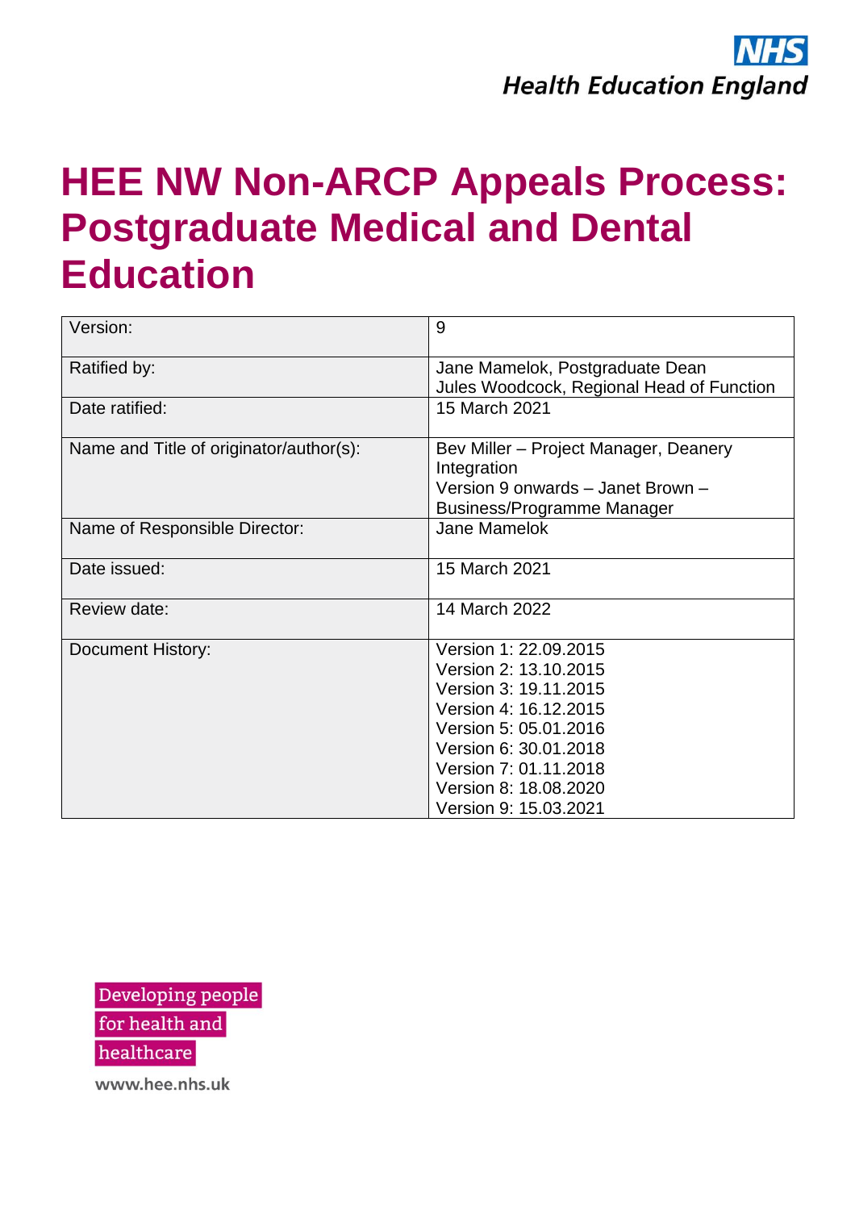NHS
Health Education England

# HEE NW Non-ARCP Appeals Process: Postgraduate Medical and Dental Education

| Version: | 9 |
|---|---|
| Ratified by: | Jane Mamelok, Postgraduate Dean<br>Jules Woodcock, Regional Head of Function |
| Date ratified: | 15 March 2021 |
| Name and Title of originator/author(s): | Bev Miller – Project Manager, Deanery Integration<br>Version 9 onwards – Janet Brown – Business/Programme Manager |
| Name of Responsible Director: | Jane Mamelok |
| Date issued: | 15 March 2021 |
| Review date: | 14 March 2022 |
| Document History: | Version 1: 22.09.2015<br>Version 2: 13.10.2015<br>Version 3: 19.11.2015<br>Version 4: 16.12.2015<br>Version 5: 05.01.2016<br>Version 6: 30.01.2018<br>Version 7: 01.11.2018<br>Version 8: 18.08.2020<br>Version 9: 15.03.2021 |

Developing people
for health and
healthcare

www.hee.nhs.uk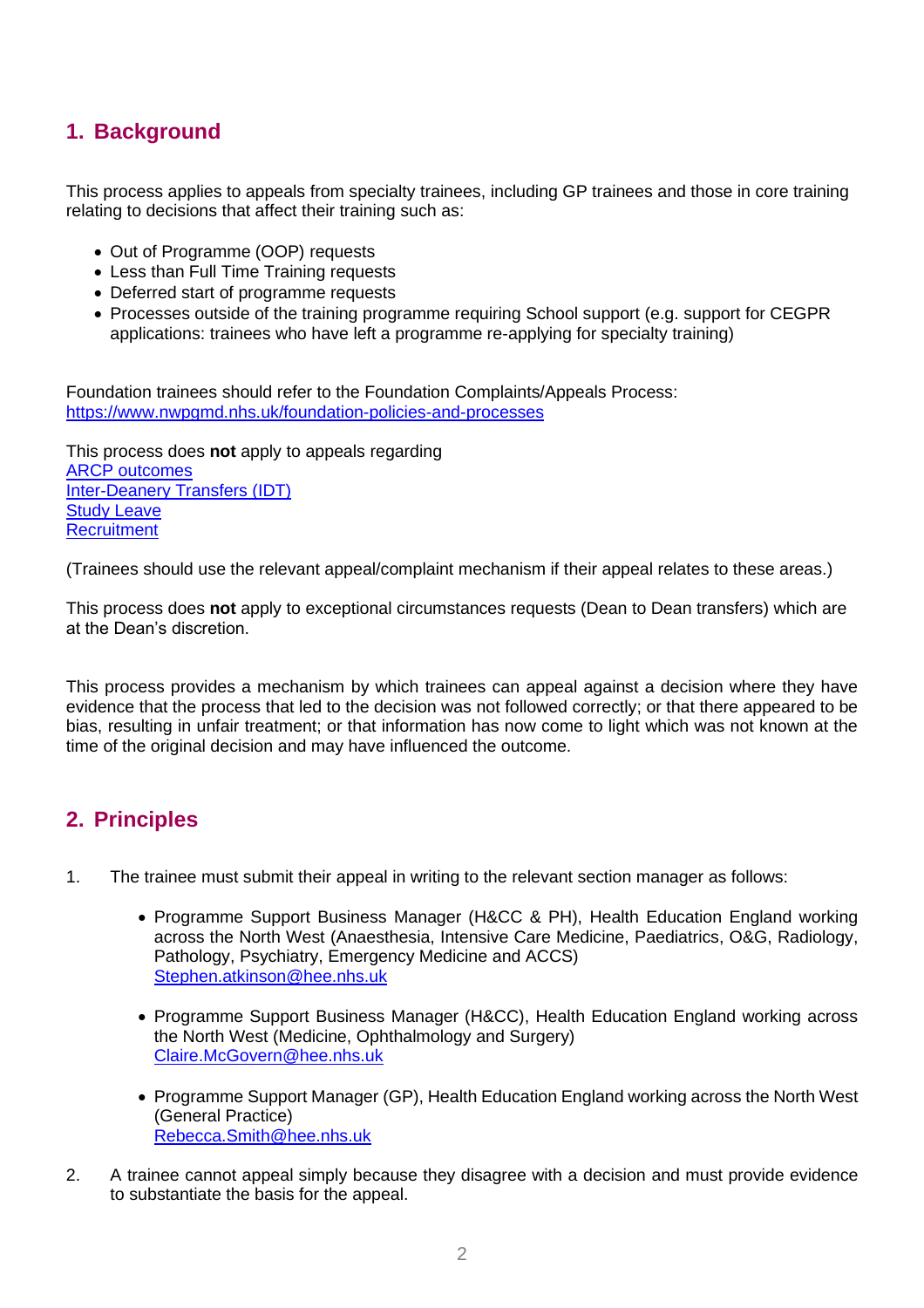## 1. Background

This process applies to appeals from specialty trainees, including GP trainees and those in core training relating to decisions that affect their training such as:

- Out of Programme (OOP) requests
- Less than Full Time Training requests
- Deferred start of programme requests
- Processes outside of the training programme requiring School support (e.g. support for CEGPR applications: trainees who have left a programme re-applying for specialty training)

Foundation trainees should refer to the Foundation Complaints/Appeals Process: https://www.nwpgmd.nhs.uk/foundation-policies-and-processes

This process does **not** apply to appeals regarding
ARCP outcomes
Inter-Deanery Transfers (IDT)
Study Leave
Recruitment

(Trainees should use the relevant appeal/complaint mechanism if their appeal relates to these areas.)

This process does **not** apply to exceptional circumstances requests (Dean to Dean transfers) which are at the Dean's discretion.

This process provides a mechanism by which trainees can appeal against a decision where they have evidence that the process that led to the decision was not followed correctly; or that there appeared to be bias, resulting in unfair treatment; or that information has now come to light which was not known at the time of the original decision and may have influenced the outcome.

## 2. Principles

1. The trainee must submit their appeal in writing to the relevant section manager as follows:

   - Programme Support Business Manager (H&CC & PH), Health Education England working across the North West (Anaesthesia, Intensive Care Medicine, Paediatrics, O&G, Radiology, Pathology, Psychiatry, Emergency Medicine and ACCS)
     Stephen.atkinson@hee.nhs.uk

   - Programme Support Business Manager (H&CC), Health Education England working across the North West (Medicine, Ophthalmology and Surgery)
     Claire.McGovern@hee.nhs.uk

   - Programme Support Manager (GP), Health Education England working across the North West (General Practice)
     Rebecca.Smith@hee.nhs.uk

2. A trainee cannot appeal simply because they disagree with a decision and must provide evidence to substantiate the basis for the appeal.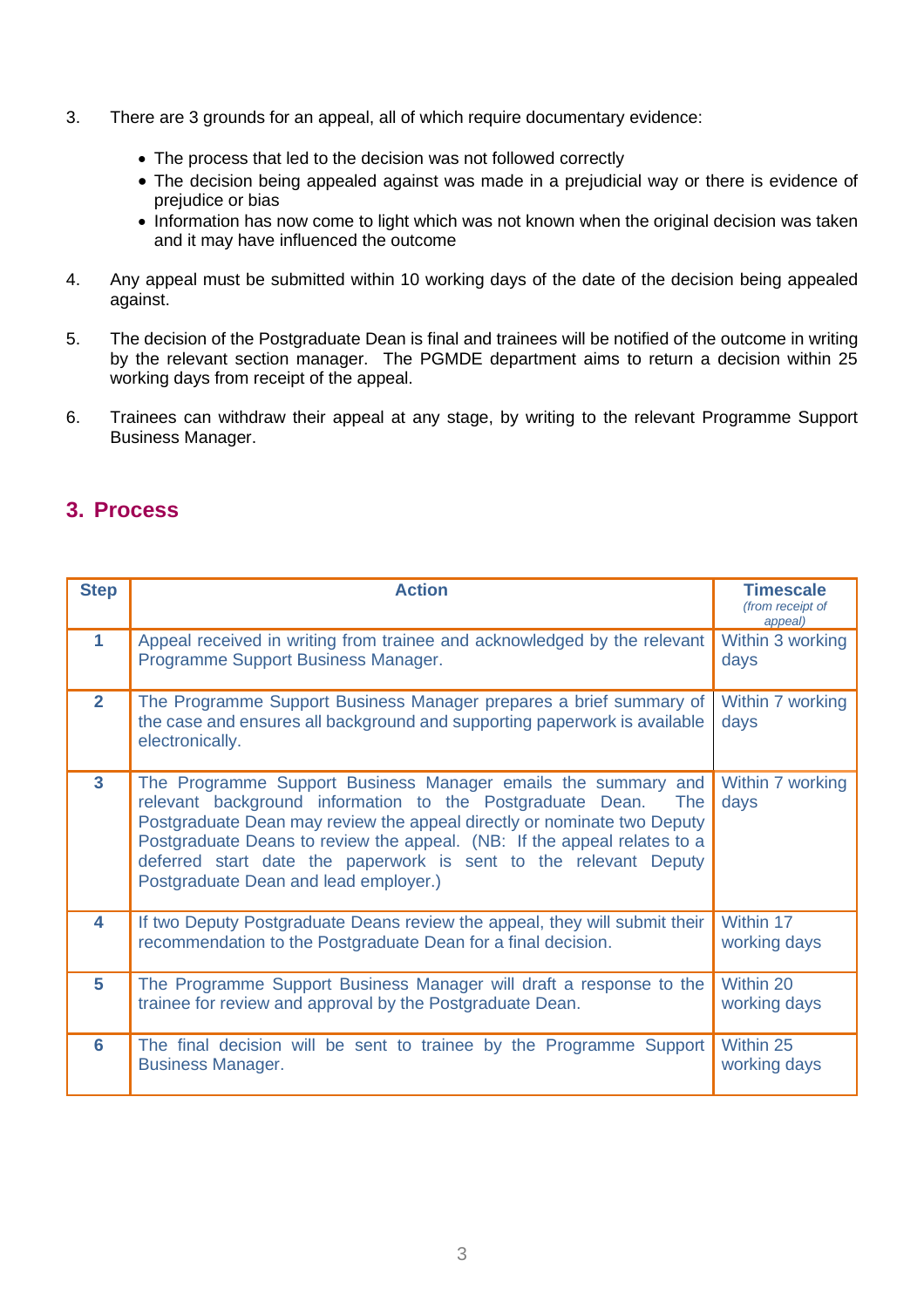3. There are 3 grounds for an appeal, all of which require documentary evidence:

   - The process that led to the decision was not followed correctly
   - The decision being appealed against was made in a prejudicial way or there is evidence of prejudice or bias
   - Information has now come to light which was not known when the original decision was taken and it may have influenced the outcome

4. Any appeal must be submitted within 10 working days of the date of the decision being appealed against.

5. The decision of the Postgraduate Dean is final and trainees will be notified of the outcome in writing by the relevant section manager. The PGMDE department aims to return a decision within 25 working days from receipt of the appeal.

6. Trainees can withdraw their appeal at any stage, by writing to the relevant Programme Support Business Manager.

## 3. Process

| Step | Action | Timescale *(from receipt of appeal)* |
|---|---|---|
| 1 | Appeal received in writing from trainee and acknowledged by the relevant Programme Support Business Manager. | Within 3 working days |
| 2 | The Programme Support Business Manager prepares a brief summary of the case and ensures all background and supporting paperwork is available electronically. | Within 7 working days |
| 3 | The Programme Support Business Manager emails the summary and relevant background information to the Postgraduate Dean. The Postgraduate Dean may review the appeal directly or nominate two Deputy Postgraduate Deans to review the appeal. (NB: If the appeal relates to a deferred start date the paperwork is sent to the relevant Deputy Postgraduate Dean and lead employer.) | Within 7 working days |
| 4 | If two Deputy Postgraduate Deans review the appeal, they will submit their recommendation to the Postgraduate Dean for a final decision. | Within 17 working days |
| 5 | The Programme Support Business Manager will draft a response to the trainee for review and approval by the Postgraduate Dean. | Within 20 working days |
| 6 | The final decision will be sent to trainee by the Programme Support Business Manager. | Within 25 working days |